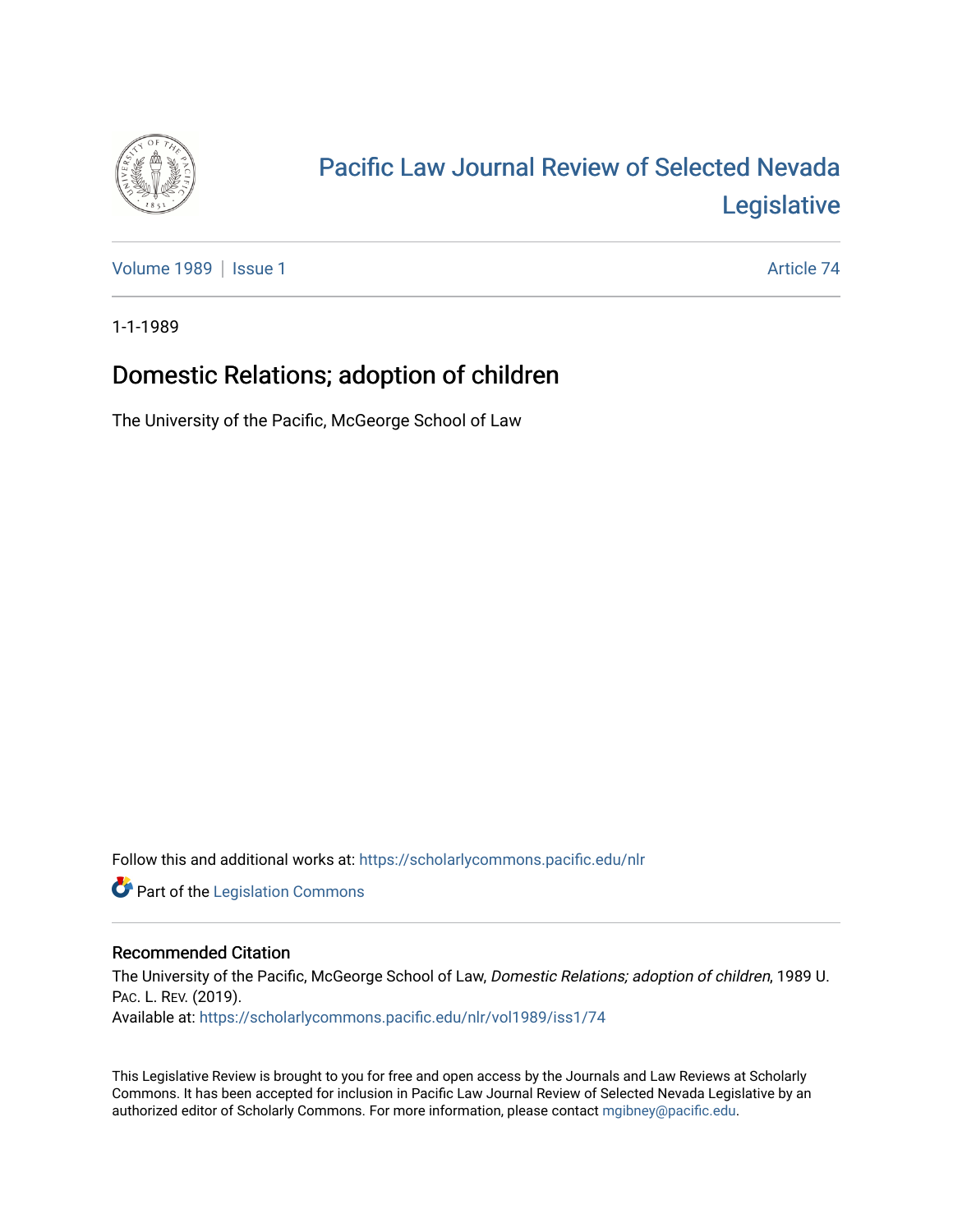# Pacific Law Journal Review of Selected Nevada Legislative

Volume 1989 | Issue 1 | Article 74

1-1-1989

## Domestic Relations; adoption of children

The University of the Pacific, McGeorge School of Law

Follow this and additional works at: https://scholarlycommons.pacific.edu/nlr

Part of the Legislation Commons

### Recommended Citation

The University of the Pacific, McGeorge School of Law, *Domestic Relations; adoption of children*, 1989 U. PAC. L. REV. (2019).
Available at: https://scholarlycommons.pacific.edu/nlr/vol1989/iss1/74

This Legislative Review is brought to you for free and open access by the Journals and Law Reviews at Scholarly Commons. It has been accepted for inclusion in Pacific Law Journal Review of Selected Nevada Legislative by an authorized editor of Scholarly Commons. For more information, please contact mgibney@pacific.edu.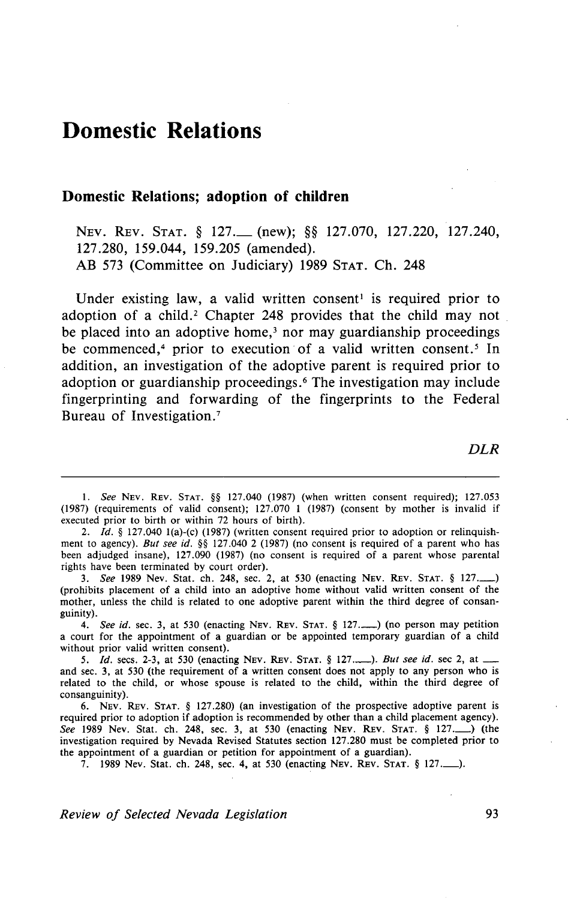# Domestic Relations

## Domestic Relations; adoption of children

NEV. REV. STAT. § 127.___ (new); §§ 127.070, 127.220, 127.240, 127.280, 159.044, 159.205 (amended).
AB 573 (Committee on Judiciary) 1989 STAT. Ch. 248

Under existing law, a valid written consent[1] is required prior to adoption of a child.[2] Chapter 248 provides that the child may not be placed into an adoptive home,[3] nor may guardianship proceedings be commenced,[4] prior to execution of a valid written consent.[5] In addition, an investigation of the adoptive parent is required prior to adoption or guardianship proceedings.[6] The investigation may include fingerprinting and forwarding of the fingerprints to the Federal Bureau of Investigation.[7]

*DLR*

---

1. *See* NEV. REV. STAT. §§ 127.040 (1987) (when written consent required); 127.053 (1987) (requirements of valid consent); 127.070 1 (1987) (consent by mother is invalid if executed prior to birth or within 72 hours of birth).

2. *Id.* § 127.040 1(a)-(c) (1987) (written consent required prior to adoption or relinquishment to agency). *But see id.* §§ 127.040 2 (1987) (no consent is required of a parent who has been adjudged insane), 127.090 (1987) (no consent is required of a parent whose parental rights have been terminated by court order).

3. *See* 1989 Nev. Stat. ch. 248, sec. 2, at 530 (enacting NEV. REV. STAT. § 127.___) (prohibits placement of a child into an adoptive home without valid written consent of the mother, unless the child is related to one adoptive parent within the third degree of consanguinity).

4. *See id.* sec. 3, at 530 (enacting NEV. REV. STAT. § 127.___) (no person may petition a court for the appointment of a guardian or be appointed temporary guardian of a child without prior valid written consent).

5. *Id.* secs. 2-3, at 530 (enacting NEV. REV. STAT. § 127.___). *But see id.* sec 2, at ___ and sec. 3, at 530 (the requirement of a written consent does not apply to any person who is related to the child, or whose spouse is related to the child, within the third degree of consanguinity).

6. NEV. REV. STAT. § 127.280) (an investigation of the prospective adoptive parent is required prior to adoption if adoption is recommended by other than a child placement agency). *See* 1989 Nev. Stat. ch. 248, sec. 3, at 530 (enacting NEV. REV. STAT. § 127.___) (the investigation required by Nevada Revised Statutes section 127.280 must be completed prior to the appointment of a guardian or petition for appointment of a guardian).

7. 1989 Nev. Stat. ch. 248, sec. 4, at 530 (enacting NEV. REV. STAT. § 127.___).